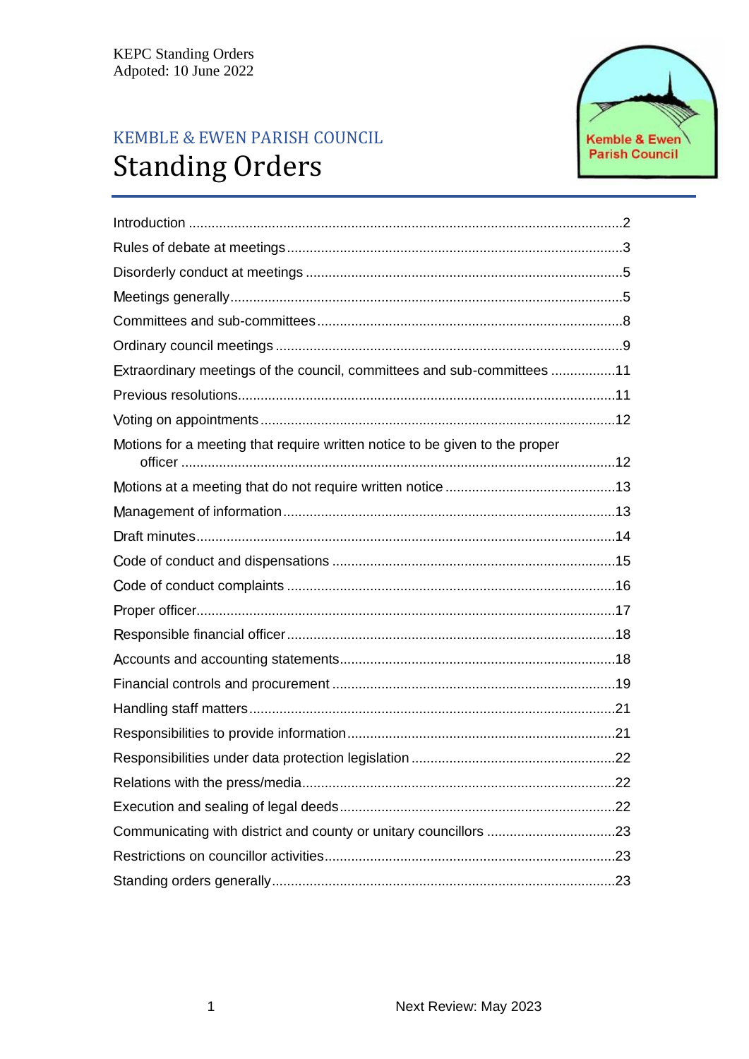KEPC Standing Orders
Adpoted: 10 June 2022

## KEMBLE & EWEN PARISH COUNCIL

# Standing Orders

Introduction ....................................................................................................................2
Rules of debate at meetings ..........................................................................................3
Disorderly conduct at meetings .....................................................................................5
Meetings generally.........................................................................................................5
Committees and sub-committees ..................................................................................8
Ordinary council meetings .............................................................................................9
Extraordinary meetings of the council, committees and sub-committees .................11
Previous resolutions.....................................................................................................11
Voting on appointments ...............................................................................................12
Motions for a meeting that require written notice to be given to the proper officer ...................................................................................................................12
Motions at a meeting that do not require written notice .............................................13
Management of information .........................................................................................13
Draft minutes................................................................................................................14
Code of conduct and dispensations ............................................................................15
Code of conduct complaints ........................................................................................16
Proper officer................................................................................................................17
Responsible financial officer ........................................................................................18
Accounts and accounting statements..........................................................................18
Financial controls and procurement ............................................................................19
Handling staff matters..................................................................................................21
Responsibilities to provide information........................................................................21
Responsibilities under data protection legislation .......................................................22
Relations with the press/media....................................................................................22
Execution and sealing of legal deeds..........................................................................22
Communicating with district and county or unitary councillors ..................................23
Restrictions on councillor activities..............................................................................23
Standing orders generally............................................................................................23

Next Review: May 2023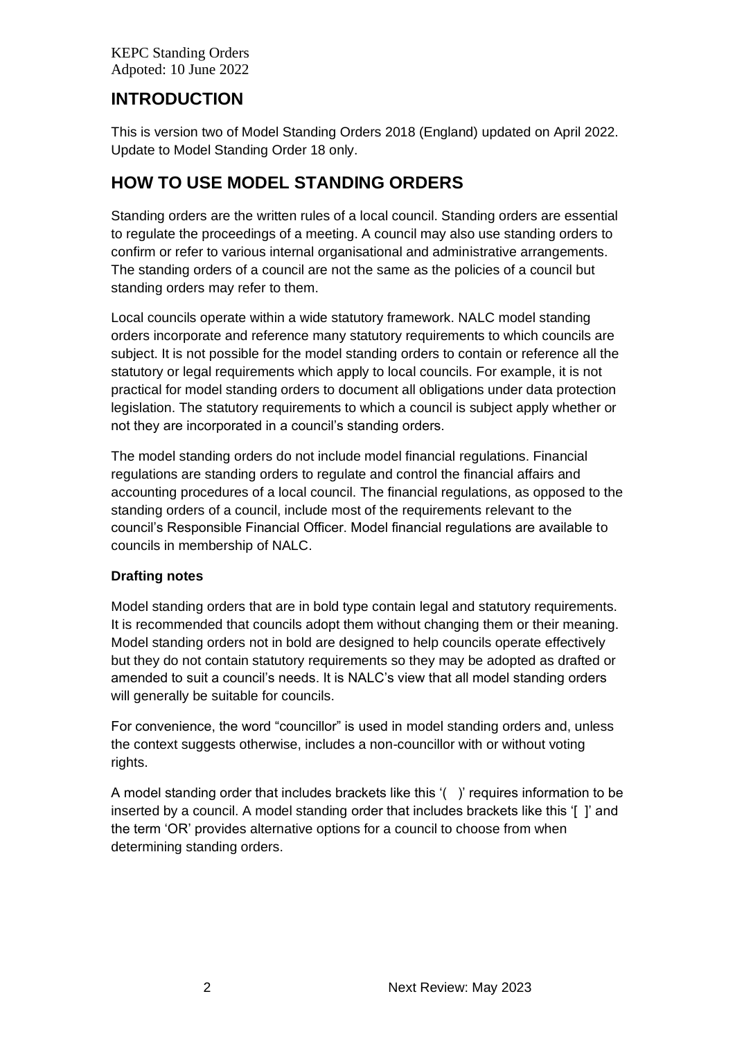# INTRODUCTION

This is version two of Model Standing Orders 2018 (England) updated on April 2022. Update to Model Standing Order 18 only.

# HOW TO USE MODEL STANDING ORDERS

Standing orders are the written rules of a local council. Standing orders are essential to regulate the proceedings of a meeting. A council may also use standing orders to confirm or refer to various internal organisational and administrative arrangements. The standing orders of a council are not the same as the policies of a council but standing orders may refer to them.

Local councils operate within a wide statutory framework. NALC model standing orders incorporate and reference many statutory requirements to which councils are subject. It is not possible for the model standing orders to contain or reference all the statutory or legal requirements which apply to local councils. For example, it is not practical for model standing orders to document all obligations under data protection legislation. The statutory requirements to which a council is subject apply whether or not they are incorporated in a council's standing orders.

The model standing orders do not include model financial regulations. Financial regulations are standing orders to regulate and control the financial affairs and accounting procedures of a local council. The financial regulations, as opposed to the standing orders of a council, include most of the requirements relevant to the council's Responsible Financial Officer. Model financial regulations are available to councils in membership of NALC.

**Drafting notes**

Model standing orders that are in bold type contain legal and statutory requirements. It is recommended that councils adopt them without changing them or their meaning. Model standing orders not in bold are designed to help councils operate effectively but they do not contain statutory requirements so they may be adopted as drafted or amended to suit a council's needs. It is NALC's view that all model standing orders will generally be suitable for councils.

For convenience, the word "councillor" is used in model standing orders and, unless the context suggests otherwise, includes a non-councillor with or without voting rights.

A model standing order that includes brackets like this '( )' requires information to be inserted by a council. A model standing order that includes brackets like this '[ ]' and the term 'OR' provides alternative options for a council to choose from when determining standing orders.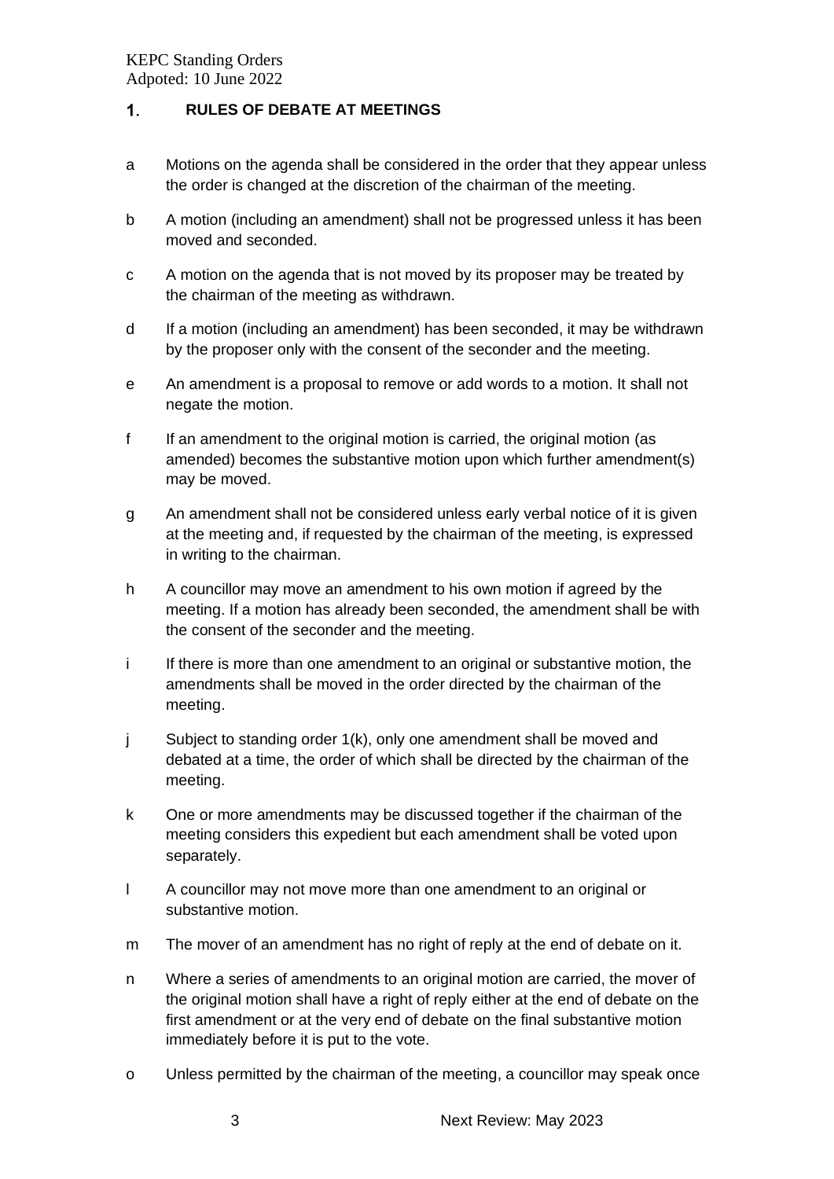## 1. RULES OF DEBATE AT MEETINGS

a Motions on the agenda shall be considered in the order that they appear unless the order is changed at the discretion of the chairman of the meeting.

b A motion (including an amendment) shall not be progressed unless it has been moved and seconded.

c A motion on the agenda that is not moved by its proposer may be treated by the chairman of the meeting as withdrawn.

d If a motion (including an amendment) has been seconded, it may be withdrawn by the proposer only with the consent of the seconder and the meeting.

e An amendment is a proposal to remove or add words to a motion. It shall not negate the motion.

f If an amendment to the original motion is carried, the original motion (as amended) becomes the substantive motion upon which further amendment(s) may be moved.

g An amendment shall not be considered unless early verbal notice of it is given at the meeting and, if requested by the chairman of the meeting, is expressed in writing to the chairman.

h A councillor may move an amendment to his own motion if agreed by the meeting. If a motion has already been seconded, the amendment shall be with the consent of the seconder and the meeting.

i If there is more than one amendment to an original or substantive motion, the amendments shall be moved in the order directed by the chairman of the meeting.

j Subject to standing order 1(k), only one amendment shall be moved and debated at a time, the order of which shall be directed by the chairman of the meeting.

k One or more amendments may be discussed together if the chairman of the meeting considers this expedient but each amendment shall be voted upon separately.

l A councillor may not move more than one amendment to an original or substantive motion.

m The mover of an amendment has no right of reply at the end of debate on it.

n Where a series of amendments to an original motion are carried, the mover of the original motion shall have a right of reply either at the end of debate on the first amendment or at the very end of debate on the final substantive motion immediately before it is put to the vote.

o Unless permitted by the chairman of the meeting, a councillor may speak once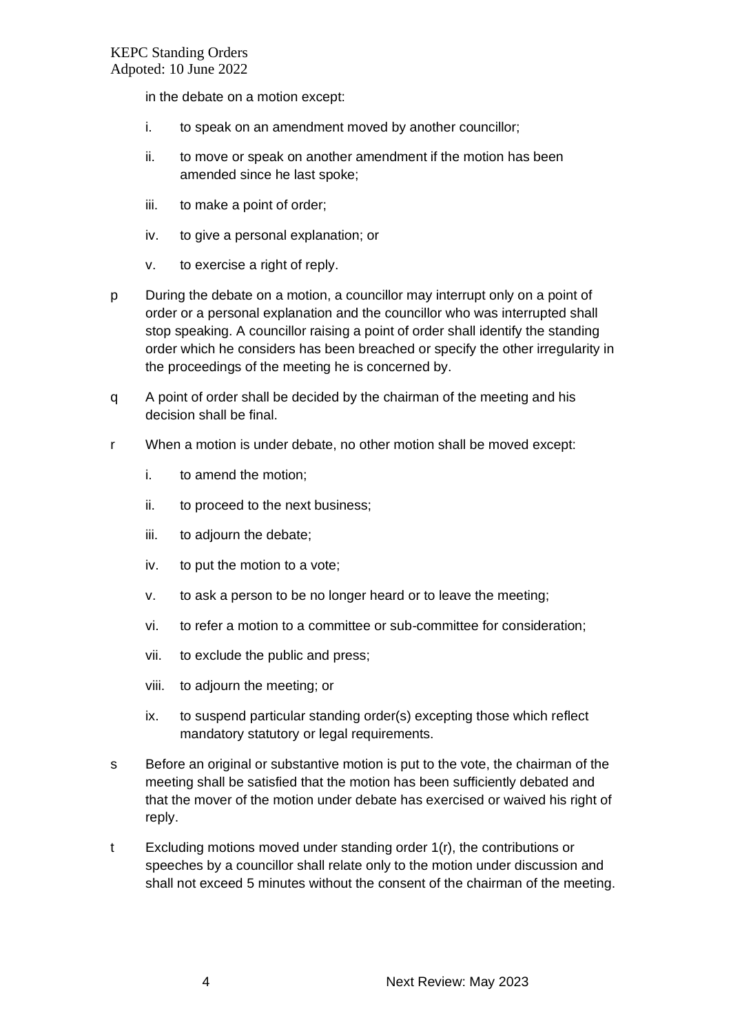in the debate on a motion except:

i. to speak on an amendment moved by another councillor;

ii. to move or speak on another amendment if the motion has been amended since he last spoke;

iii. to make a point of order;

iv. to give a personal explanation; or

v. to exercise a right of reply.

p During the debate on a motion, a councillor may interrupt only on a point of order or a personal explanation and the councillor who was interrupted shall stop speaking. A councillor raising a point of order shall identify the standing order which he considers has been breached or specify the other irregularity in the proceedings of the meeting he is concerned by.

q A point of order shall be decided by the chairman of the meeting and his decision shall be final.

r When a motion is under debate, no other motion shall be moved except:

i. to amend the motion;

ii. to proceed to the next business;

iii. to adjourn the debate;

iv. to put the motion to a vote;

v. to ask a person to be no longer heard or to leave the meeting;

vi. to refer a motion to a committee or sub-committee for consideration;

vii. to exclude the public and press;

viii. to adjourn the meeting; or

ix. to suspend particular standing order(s) excepting those which reflect mandatory statutory or legal requirements.

s Before an original or substantive motion is put to the vote, the chairman of the meeting shall be satisfied that the motion has been sufficiently debated and that the mover of the motion under debate has exercised or waived his right of reply.

t Excluding motions moved under standing order 1(r), the contributions or speeches by a councillor shall relate only to the motion under discussion and shall not exceed 5 minutes without the consent of the chairman of the meeting.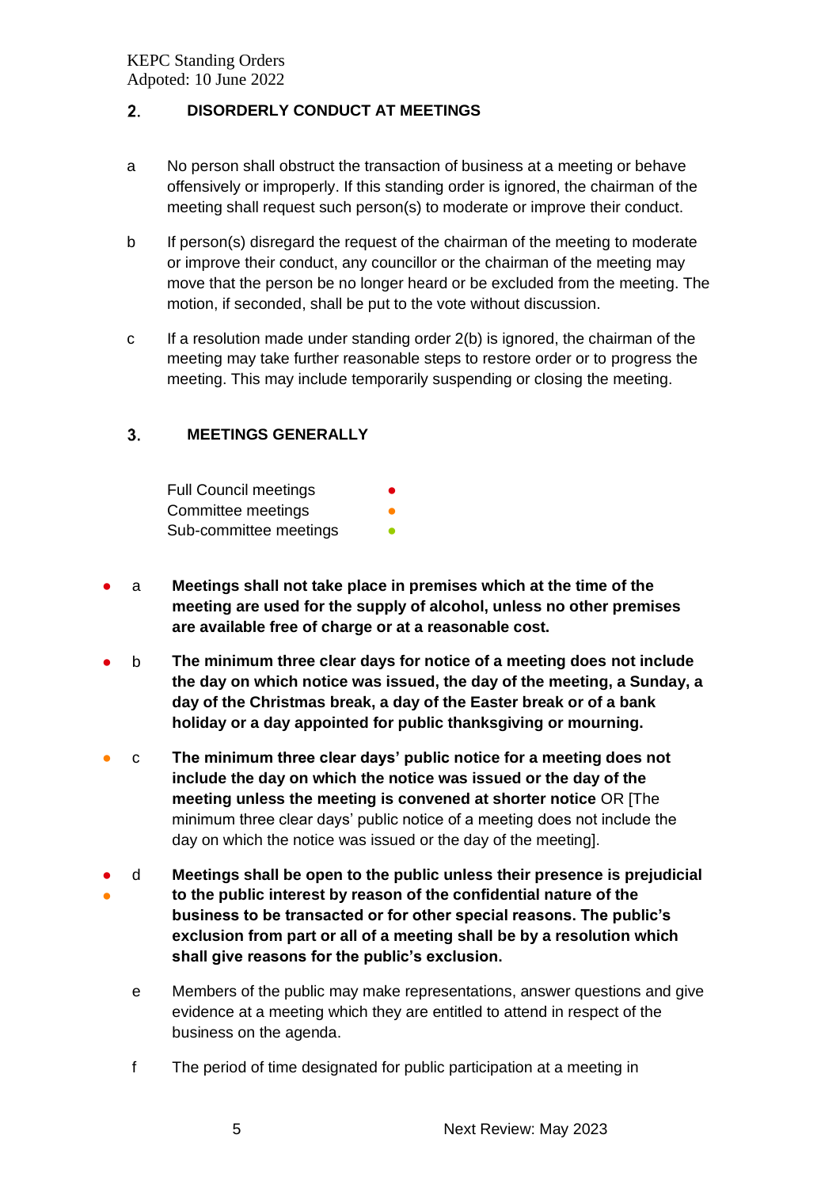## 2. DISORDERLY CONDUCT AT MEETINGS

a No person shall obstruct the transaction of business at a meeting or behave offensively or improperly. If this standing order is ignored, the chairman of the meeting shall request such person(s) to moderate or improve their conduct.

b If person(s) disregard the request of the chairman of the meeting to moderate or improve their conduct, any councillor or the chairman of the meeting may move that the person be no longer heard or be excluded from the meeting. The motion, if seconded, shall be put to the vote without discussion.

c If a resolution made under standing order 2(b) is ignored, the chairman of the meeting may take further reasonable steps to restore order or to progress the meeting. This may include temporarily suspending or closing the meeting.

## 3. MEETINGS GENERALLY

Full Council meetings ●
Committee meetings ●
Sub-committee meetings ●

● a **Meetings shall not take place in premises which at the time of the meeting are used for the supply of alcohol, unless no other premises are available free of charge or at a reasonable cost.**

● b **The minimum three clear days for notice of a meeting does not include the day on which notice was issued, the day of the meeting, a Sunday, a day of the Christmas break, a day of the Easter break or of a bank holiday or a day appointed for public thanksgiving or mourning.**

● c **The minimum three clear days' public notice for a meeting does not include the day on which the notice was issued or the day of the meeting unless the meeting is convened at shorter notice** OR [The minimum three clear days' public notice of a meeting does not include the day on which the notice was issued or the day of the meeting].

● ● d **Meetings shall be open to the public unless their presence is prejudicial to the public interest by reason of the confidential nature of the business to be transacted or for other special reasons. The public's exclusion from part or all of a meeting shall be by a resolution which shall give reasons for the public's exclusion.**

e Members of the public may make representations, answer questions and give evidence at a meeting which they are entitled to attend in respect of the business on the agenda.

f The period of time designated for public participation at a meeting in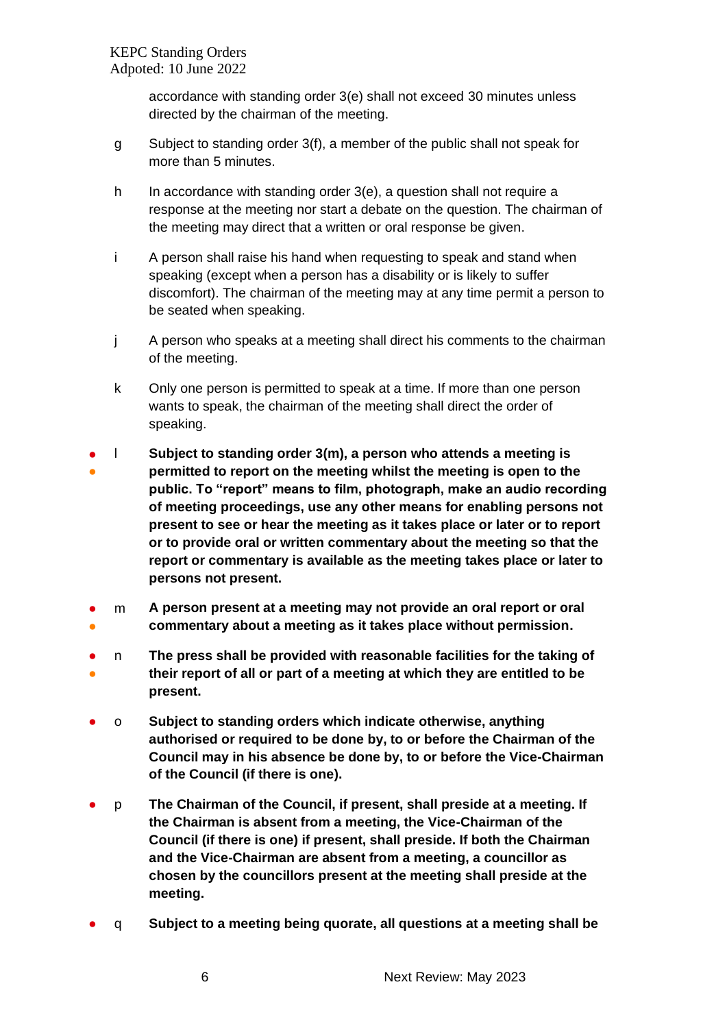accordance with standing order 3(e) shall not exceed 30 minutes unless directed by the chairman of the meeting.

g Subject to standing order 3(f), a member of the public shall not speak for more than 5 minutes.

h In accordance with standing order 3(e), a question shall not require a response at the meeting nor start a debate on the question. The chairman of the meeting may direct that a written or oral response be given.

i A person shall raise his hand when requesting to speak and stand when speaking (except when a person has a disability or is likely to suffer discomfort). The chairman of the meeting may at any time permit a person to be seated when speaking.

j A person who speaks at a meeting shall direct his comments to the chairman of the meeting.

k Only one person is permitted to speak at a time. If more than one person wants to speak, the chairman of the meeting shall direct the order of speaking.

● ● l **Subject to standing order 3(m), a person who attends a meeting is permitted to report on the meeting whilst the meeting is open to the public. To "report" means to film, photograph, make an audio recording of meeting proceedings, use any other means for enabling persons not present to see or hear the meeting as it takes place or later or to report or to provide oral or written commentary about the meeting so that the report or commentary is available as the meeting takes place or later to persons not present.**

● ● m **A person present at a meeting may not provide an oral report or oral commentary about a meeting as it takes place without permission.**

● ● n **The press shall be provided with reasonable facilities for the taking of their report of all or part of a meeting at which they are entitled to be present.**

● o **Subject to standing orders which indicate otherwise, anything authorised or required to be done by, to or before the Chairman of the Council may in his absence be done by, to or before the Vice-Chairman of the Council (if there is one).**

● p **The Chairman of the Council, if present, shall preside at a meeting. If the Chairman is absent from a meeting, the Vice-Chairman of the Council (if there is one) if present, shall preside. If both the Chairman and the Vice-Chairman are absent from a meeting, a councillor as chosen by the councillors present at the meeting shall preside at the meeting.**

● q **Subject to a meeting being quorate, all questions at a meeting shall be**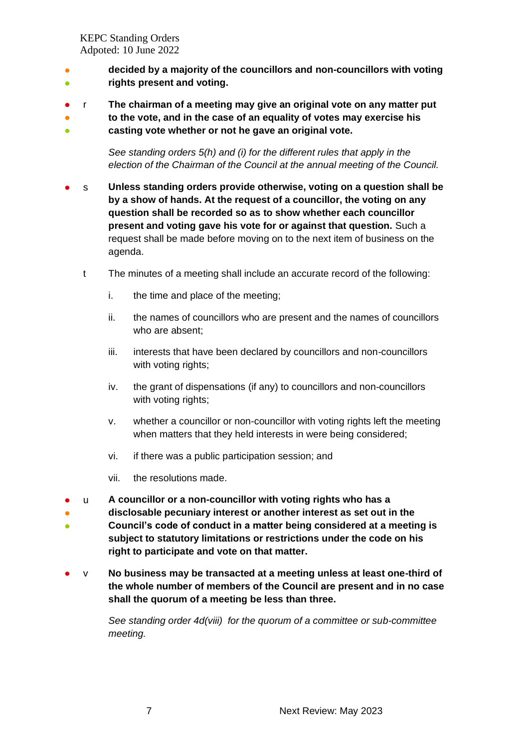**decided by a majority of the councillors and non-councillors with voting rights present and voting.**

r **The chairman of a meeting may give an original vote on any matter put to the vote, and in the case of an equality of votes may exercise his casting vote whether or not he gave an original vote.**

*See standing orders 5(h) and (i) for the different rules that apply in the election of the Chairman of the Council at the annual meeting of the Council.*

s **Unless standing orders provide otherwise, voting on a question shall be by a show of hands. At the request of a councillor, the voting on any question shall be recorded so as to show whether each councillor present and voting gave his vote for or against that question.** Such a request shall be made before moving on to the next item of business on the agenda.

t The minutes of a meeting shall include an accurate record of the following:

i. the time and place of the meeting;

ii. the names of councillors who are present and the names of councillors who are absent;

iii. interests that have been declared by councillors and non-councillors with voting rights;

iv. the grant of dispensations (if any) to councillors and non-councillors with voting rights;

v. whether a councillor or non-councillor with voting rights left the meeting when matters that they held interests in were being considered;

vi. if there was a public participation session; and

vii. the resolutions made.

u **A councillor or a non-councillor with voting rights who has a disclosable pecuniary interest or another interest as set out in the Council's code of conduct in a matter being considered at a meeting is subject to statutory limitations or restrictions under the code on his right to participate and vote on that matter.**

v **No business may be transacted at a meeting unless at least one-third of the whole number of members of the Council are present and in no case shall the quorum of a meeting be less than three.**

*See standing order 4d(viii) for the quorum of a committee or sub-committee meeting.*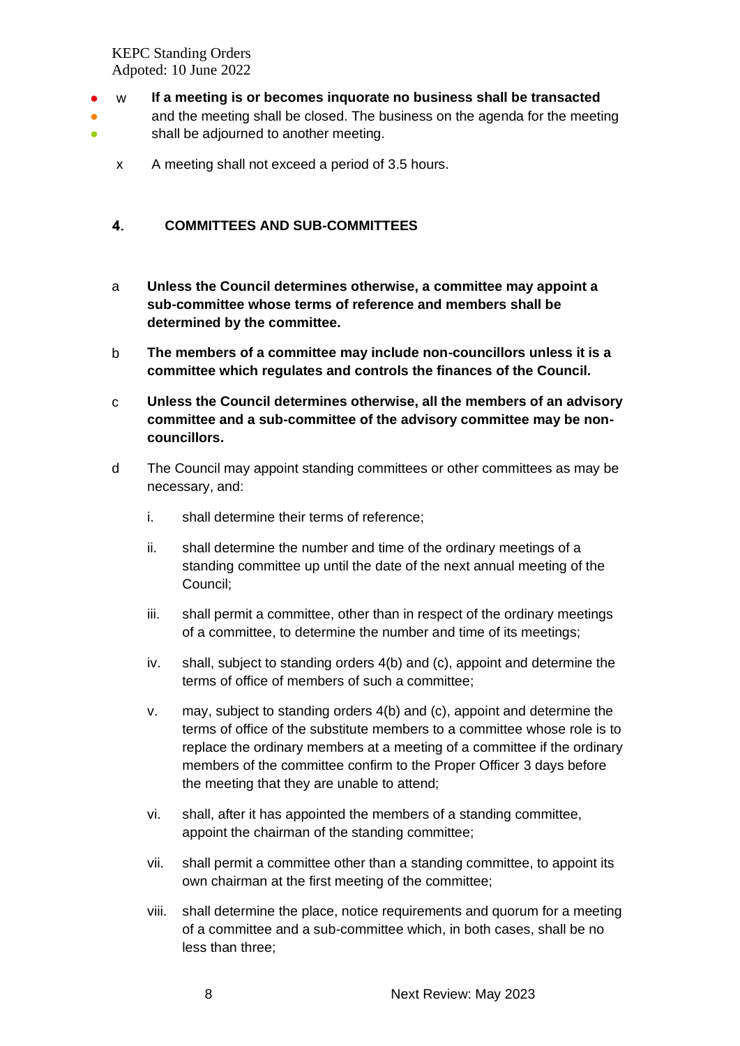w **If a meeting is or becomes inquorate no business shall be transacted** and the meeting shall be closed. The business on the agenda for the meeting shall be adjourned to another meeting.

x A meeting shall not exceed a period of 3.5 hours.

## 4. COMMITTEES AND SUB-COMMITTEES

a **Unless the Council determines otherwise, a committee may appoint a sub-committee whose terms of reference and members shall be determined by the committee.**

b **The members of a committee may include non-councillors unless it is a committee which regulates and controls the finances of the Council.**

c **Unless the Council determines otherwise, all the members of an advisory committee and a sub-committee of the advisory committee may be non-councillors.**

d The Council may appoint standing committees or other committees as may be necessary, and:

i. shall determine their terms of reference;

ii. shall determine the number and time of the ordinary meetings of a standing committee up until the date of the next annual meeting of the Council;

iii. shall permit a committee, other than in respect of the ordinary meetings of a committee, to determine the number and time of its meetings;

iv. shall, subject to standing orders 4(b) and (c), appoint and determine the terms of office of members of such a committee;

v. may, subject to standing orders 4(b) and (c), appoint and determine the terms of office of the substitute members to a committee whose role is to replace the ordinary members at a meeting of a committee if the ordinary members of the committee confirm to the Proper Officer 3 days before the meeting that they are unable to attend;

vi. shall, after it has appointed the members of a standing committee, appoint the chairman of the standing committee;

vii. shall permit a committee other than a standing committee, to appoint its own chairman at the first meeting of the committee;

viii. shall determine the place, notice requirements and quorum for a meeting of a committee and a sub-committee which, in both cases, shall be no less than three;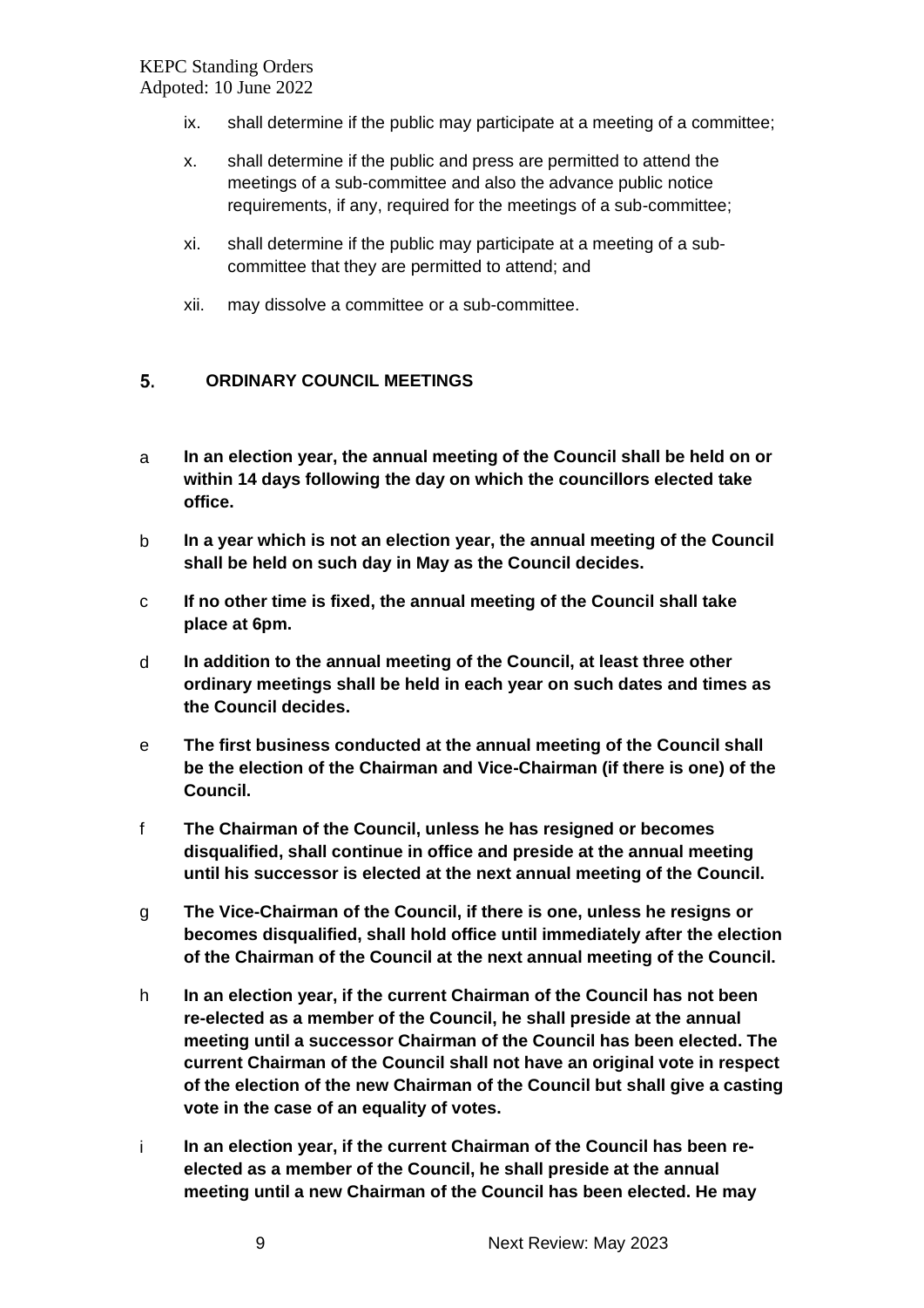- ix. shall determine if the public may participate at a meeting of a committee;
- x. shall determine if the public and press are permitted to attend the meetings of a sub-committee and also the advance public notice requirements, if any, required for the meetings of a sub-committee;
- xi. shall determine if the public may participate at a meeting of a sub-committee that they are permitted to attend; and
- xii. may dissolve a committee or a sub-committee.

## 5. ORDINARY COUNCIL MEETINGS

a **In an election year, the annual meeting of the Council shall be held on or within 14 days following the day on which the councillors elected take office.**

b **In a year which is not an election year, the annual meeting of the Council shall be held on such day in May as the Council decides.**

c **If no other time is fixed, the annual meeting of the Council shall take place at 6pm.**

d **In addition to the annual meeting of the Council, at least three other ordinary meetings shall be held in each year on such dates and times as the Council decides.**

e **The first business conducted at the annual meeting of the Council shall be the election of the Chairman and Vice-Chairman (if there is one) of the Council.**

f **The Chairman of the Council, unless he has resigned or becomes disqualified, shall continue in office and preside at the annual meeting until his successor is elected at the next annual meeting of the Council.**

g **The Vice-Chairman of the Council, if there is one, unless he resigns or becomes disqualified, shall hold office until immediately after the election of the Chairman of the Council at the next annual meeting of the Council.**

h **In an election year, if the current Chairman of the Council has not been re-elected as a member of the Council, he shall preside at the annual meeting until a successor Chairman of the Council has been elected. The current Chairman of the Council shall not have an original vote in respect of the election of the new Chairman of the Council but shall give a casting vote in the case of an equality of votes.**

i **In an election year, if the current Chairman of the Council has been re-elected as a member of the Council, he shall preside at the annual meeting until a new Chairman of the Council has been elected. He may**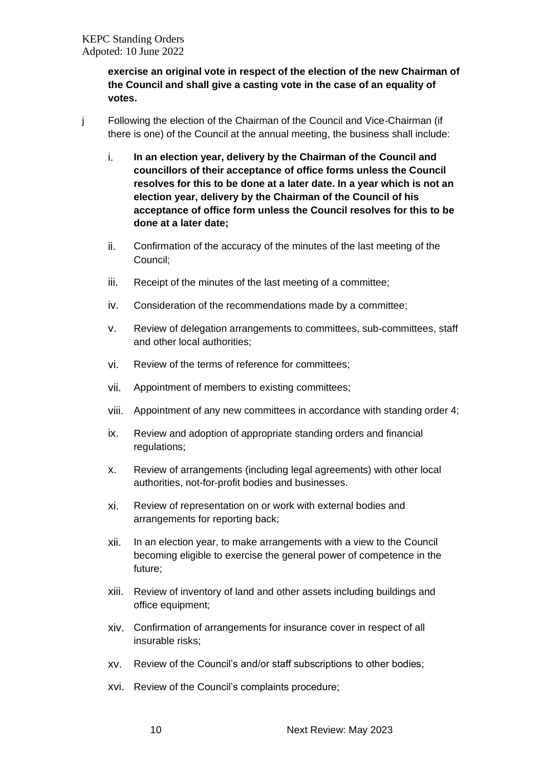**exercise an original vote in respect of the election of the new Chairman of the Council and shall give a casting vote in the case of an equality of votes.**

j Following the election of the Chairman of the Council and Vice-Chairman (if there is one) of the Council at the annual meeting, the business shall include:

i. **In an election year, delivery by the Chairman of the Council and councillors of their acceptance of office forms unless the Council resolves for this to be done at a later date. In a year which is not an election year, delivery by the Chairman of the Council of his acceptance of office form unless the Council resolves for this to be done at a later date;**

ii. Confirmation of the accuracy of the minutes of the last meeting of the Council;

iii. Receipt of the minutes of the last meeting of a committee;

iv. Consideration of the recommendations made by a committee;

v. Review of delegation arrangements to committees, sub-committees, staff and other local authorities;

vi. Review of the terms of reference for committees;

vii. Appointment of members to existing committees;

viii. Appointment of any new committees in accordance with standing order 4;

ix. Review and adoption of appropriate standing orders and financial regulations;

x. Review of arrangements (including legal agreements) with other local authorities, not-for-profit bodies and businesses.

xi. Review of representation on or work with external bodies and arrangements for reporting back;

xii. In an election year, to make arrangements with a view to the Council becoming eligible to exercise the general power of competence in the future;

xiii. Review of inventory of land and other assets including buildings and office equipment;

xiv. Confirmation of arrangements for insurance cover in respect of all insurable risks;

xv. Review of the Council's and/or staff subscriptions to other bodies;

xvi. Review of the Council's complaints procedure;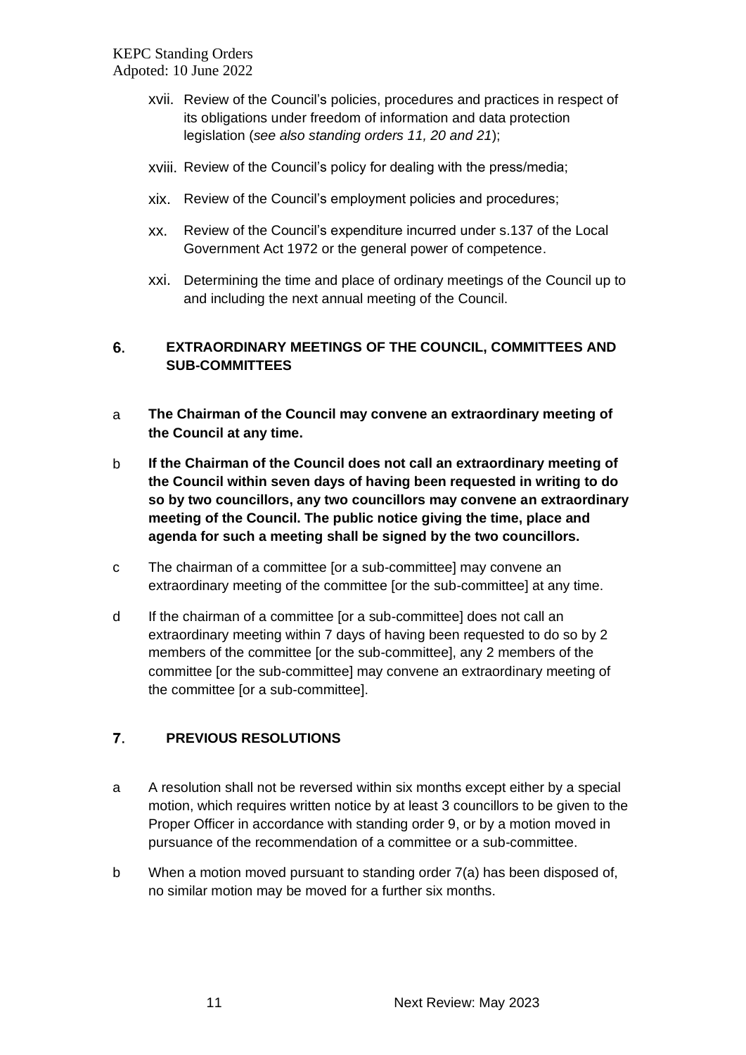xvii. Review of the Council's policies, procedures and practices in respect of its obligations under freedom of information and data protection legislation (*see also standing orders 11, 20 and 21*);

xviii. Review of the Council's policy for dealing with the press/media;

xix. Review of the Council's employment policies and procedures;

xx. Review of the Council's expenditure incurred under s.137 of the Local Government Act 1972 or the general power of competence.

xxi. Determining the time and place of ordinary meetings of the Council up to and including the next annual meeting of the Council.

## 6. EXTRAORDINARY MEETINGS OF THE COUNCIL, COMMITTEES AND SUB-COMMITTEES

a **The Chairman of the Council may convene an extraordinary meeting of the Council at any time.**

b **If the Chairman of the Council does not call an extraordinary meeting of the Council within seven days of having been requested in writing to do so by two councillors, any two councillors may convene an extraordinary meeting of the Council. The public notice giving the time, place and agenda for such a meeting shall be signed by the two councillors.**

c The chairman of a committee [or a sub-committee] may convene an extraordinary meeting of the committee [or the sub-committee] at any time.

d If the chairman of a committee [or a sub-committee] does not call an extraordinary meeting within 7 days of having been requested to do so by 2 members of the committee [or the sub-committee], any 2 members of the committee [or the sub-committee] may convene an extraordinary meeting of the committee [or a sub-committee].

## 7. PREVIOUS RESOLUTIONS

a A resolution shall not be reversed within six months except either by a special motion, which requires written notice by at least 3 councillors to be given to the Proper Officer in accordance with standing order 9, or by a motion moved in pursuance of the recommendation of a committee or a sub-committee.

b When a motion moved pursuant to standing order 7(a) has been disposed of, no similar motion may be moved for a further six months.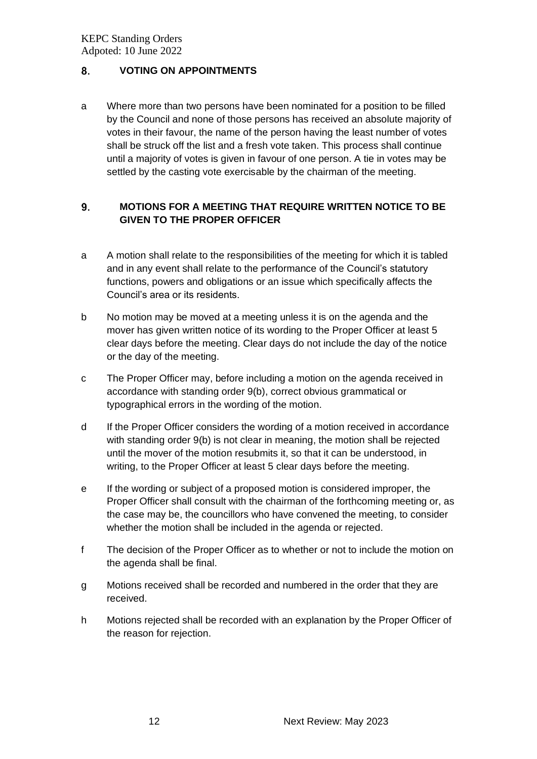## 8. VOTING ON APPOINTMENTS

a Where more than two persons have been nominated for a position to be filled by the Council and none of those persons has received an absolute majority of votes in their favour, the name of the person having the least number of votes shall be struck off the list and a fresh vote taken. This process shall continue until a majority of votes is given in favour of one person. A tie in votes may be settled by the casting vote exercisable by the chairman of the meeting.

## 9. MOTIONS FOR A MEETING THAT REQUIRE WRITTEN NOTICE TO BE GIVEN TO THE PROPER OFFICER

a A motion shall relate to the responsibilities of the meeting for which it is tabled and in any event shall relate to the performance of the Council's statutory functions, powers and obligations or an issue which specifically affects the Council's area or its residents.

b No motion may be moved at a meeting unless it is on the agenda and the mover has given written notice of its wording to the Proper Officer at least 5 clear days before the meeting. Clear days do not include the day of the notice or the day of the meeting.

c The Proper Officer may, before including a motion on the agenda received in accordance with standing order 9(b), correct obvious grammatical or typographical errors in the wording of the motion.

d If the Proper Officer considers the wording of a motion received in accordance with standing order 9(b) is not clear in meaning, the motion shall be rejected until the mover of the motion resubmits it, so that it can be understood, in writing, to the Proper Officer at least 5 clear days before the meeting.

e If the wording or subject of a proposed motion is considered improper, the Proper Officer shall consult with the chairman of the forthcoming meeting or, as the case may be, the councillors who have convened the meeting, to consider whether the motion shall be included in the agenda or rejected.

f The decision of the Proper Officer as to whether or not to include the motion on the agenda shall be final.

g Motions received shall be recorded and numbered in the order that they are received.

h Motions rejected shall be recorded with an explanation by the Proper Officer of the reason for rejection.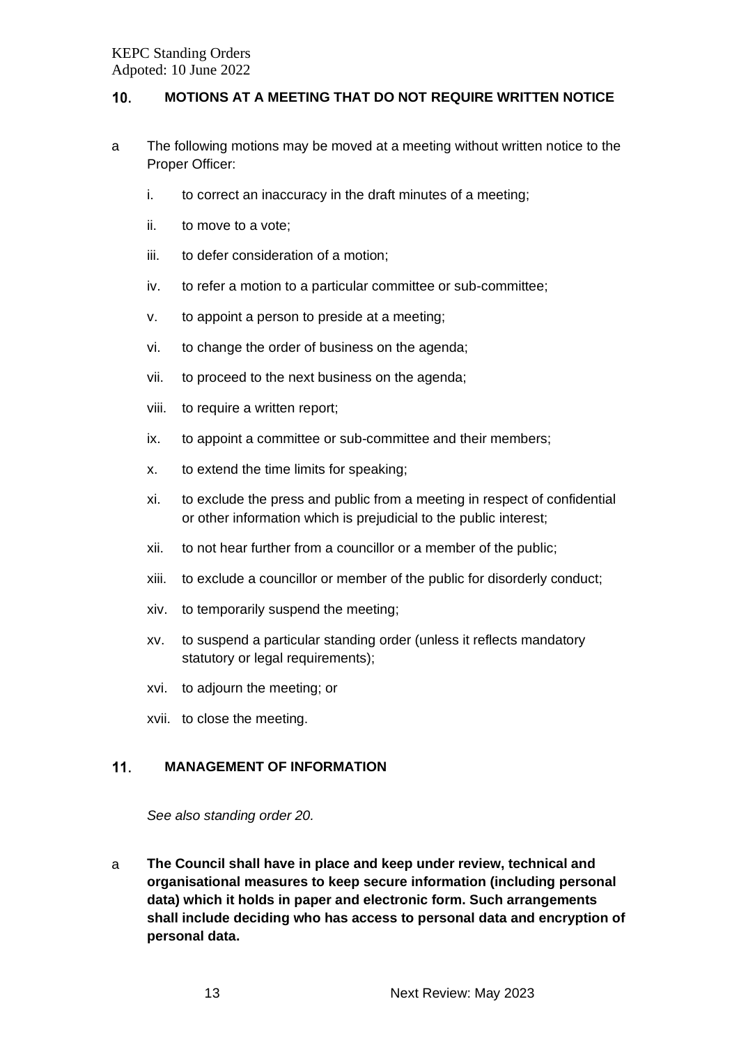## 10. MOTIONS AT A MEETING THAT DO NOT REQUIRE WRITTEN NOTICE

a The following motions may be moved at a meeting without written notice to the Proper Officer:

i. to correct an inaccuracy in the draft minutes of a meeting;

ii. to move to a vote;

iii. to defer consideration of a motion;

iv. to refer a motion to a particular committee or sub-committee;

v. to appoint a person to preside at a meeting;

vi. to change the order of business on the agenda;

vii. to proceed to the next business on the agenda;

viii. to require a written report;

ix. to appoint a committee or sub-committee and their members;

x. to extend the time limits for speaking;

xi. to exclude the press and public from a meeting in respect of confidential or other information which is prejudicial to the public interest;

xii. to not hear further from a councillor or a member of the public;

xiii. to exclude a councillor or member of the public for disorderly conduct;

xiv. to temporarily suspend the meeting;

xv. to suspend a particular standing order (unless it reflects mandatory statutory or legal requirements);

xvi. to adjourn the meeting; or

xvii. to close the meeting.

## 11. MANAGEMENT OF INFORMATION

*See also standing order 20.*

a **The Council shall have in place and keep under review, technical and organisational measures to keep secure information (including personal data) which it holds in paper and electronic form. Such arrangements shall include deciding who has access to personal data and encryption of personal data.**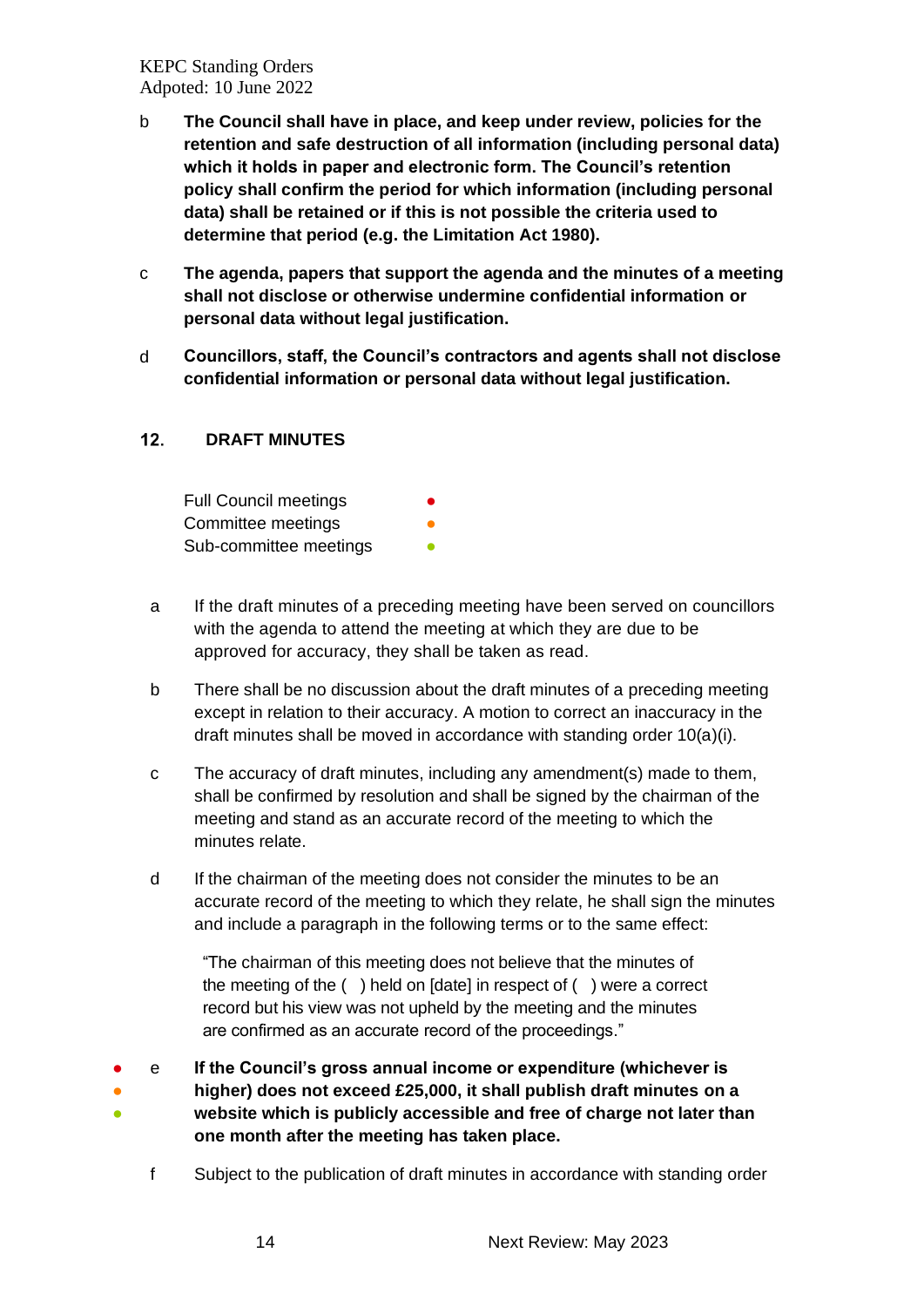b **The Council shall have in place, and keep under review, policies for the retention and safe destruction of all information (including personal data) which it holds in paper and electronic form. The Council's retention policy shall confirm the period for which information (including personal data) shall be retained or if this is not possible the criteria used to determine that period (e.g. the Limitation Act 1980).**

c **The agenda, papers that support the agenda and the minutes of a meeting shall not disclose or otherwise undermine confidential information or personal data without legal justification.**

d **Councillors, staff, the Council's contractors and agents shall not disclose confidential information or personal data without legal justification.**

## 12. DRAFT MINUTES

| | |
|---|---|
| Full Council meetings | ● |
| Committee meetings | ● |
| Sub-committee meetings | ● |

a If the draft minutes of a preceding meeting have been served on councillors with the agenda to attend the meeting at which they are due to be approved for accuracy, they shall be taken as read.

b There shall be no discussion about the draft minutes of a preceding meeting except in relation to their accuracy. A motion to correct an inaccuracy in the draft minutes shall be moved in accordance with standing order 10(a)(i).

c The accuracy of draft minutes, including any amendment(s) made to them, shall be confirmed by resolution and shall be signed by the chairman of the meeting and stand as an accurate record of the meeting to which the minutes relate.

d If the chairman of the meeting does not consider the minutes to be an accurate record of the meeting to which they relate, he shall sign the minutes and include a paragraph in the following terms or to the same effect:

> "The chairman of this meeting does not believe that the minutes of the meeting of the ( ) held on [date] in respect of ( ) were a correct record but his view was not upheld by the meeting and the minutes are confirmed as an accurate record of the proceedings."

● ● ● e **If the Council's gross annual income or expenditure (whichever is higher) does not exceed £25,000, it shall publish draft minutes on a website which is publicly accessible and free of charge not later than one month after the meeting has taken place.**

f Subject to the publication of draft minutes in accordance with standing order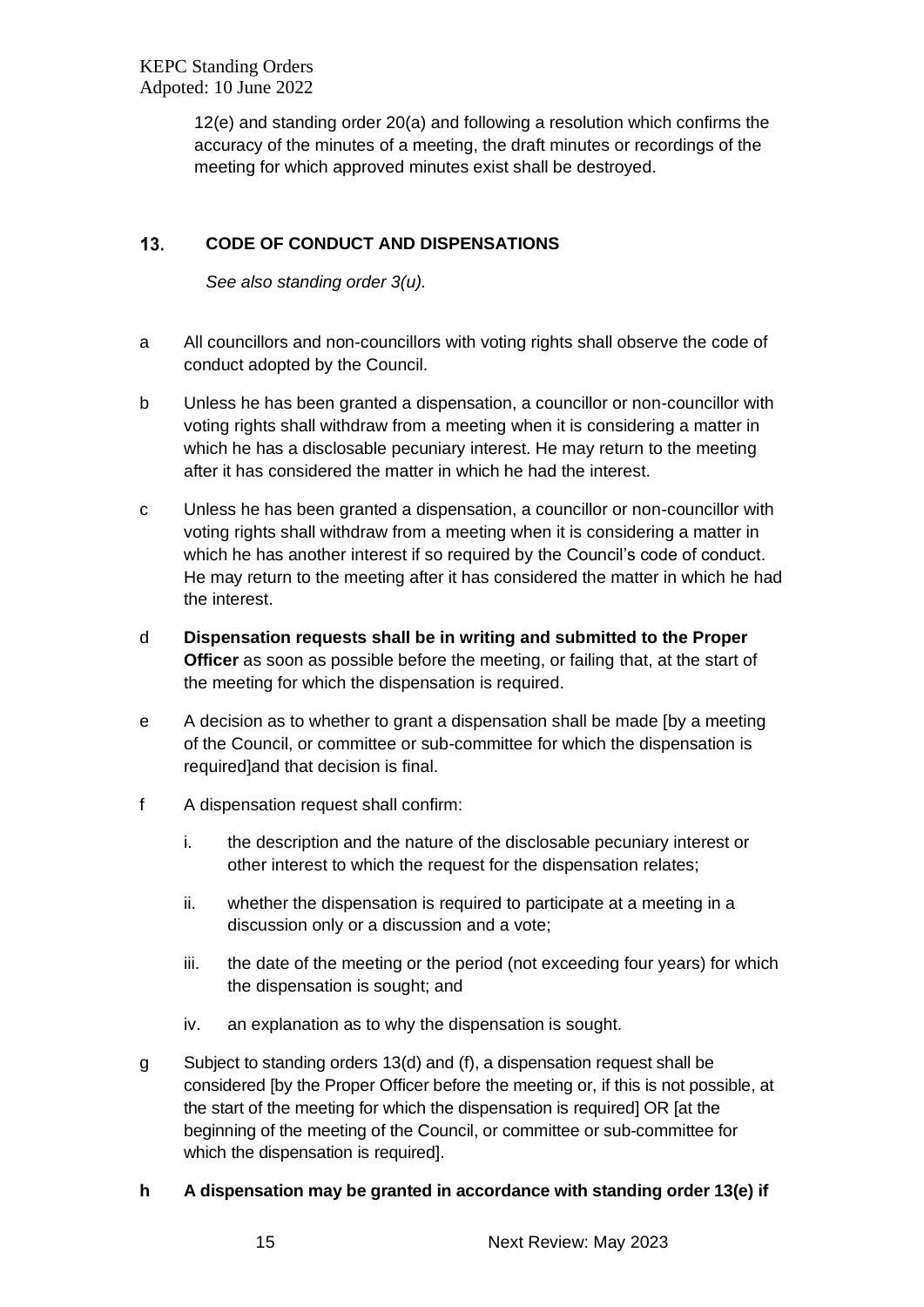12(e) and standing order 20(a) and following a resolution which confirms the accuracy of the minutes of a meeting, the draft minutes or recordings of the meeting for which approved minutes exist shall be destroyed.

## 13. CODE OF CONDUCT AND DISPENSATIONS

*See also standing order 3(u).*

a All councillors and non-councillors with voting rights shall observe the code of conduct adopted by the Council.

b Unless he has been granted a dispensation, a councillor or non-councillor with voting rights shall withdraw from a meeting when it is considering a matter in which he has a disclosable pecuniary interest. He may return to the meeting after it has considered the matter in which he had the interest.

c Unless he has been granted a dispensation, a councillor or non-councillor with voting rights shall withdraw from a meeting when it is considering a matter in which he has another interest if so required by the Council's code of conduct. He may return to the meeting after it has considered the matter in which he had the interest.

d **Dispensation requests shall be in writing and submitted to the Proper Officer** as soon as possible before the meeting, or failing that, at the start of the meeting for which the dispensation is required.

e A decision as to whether to grant a dispensation shall be made [by a meeting of the Council, or committee or sub-committee for which the dispensation is required]and that decision is final.

f A dispensation request shall confirm:

  i. the description and the nature of the disclosable pecuniary interest or other interest to which the request for the dispensation relates;

  ii. whether the dispensation is required to participate at a meeting in a discussion only or a discussion and a vote;

  iii. the date of the meeting or the period (not exceeding four years) for which the dispensation is sought; and

  iv. an explanation as to why the dispensation is sought.

g Subject to standing orders 13(d) and (f), a dispensation request shall be considered [by the Proper Officer before the meeting or, if this is not possible, at the start of the meeting for which the dispensation is required] OR [at the beginning of the meeting of the Council, or committee or sub-committee for which the dispensation is required].

**h A dispensation may be granted in accordance with standing order 13(e) if**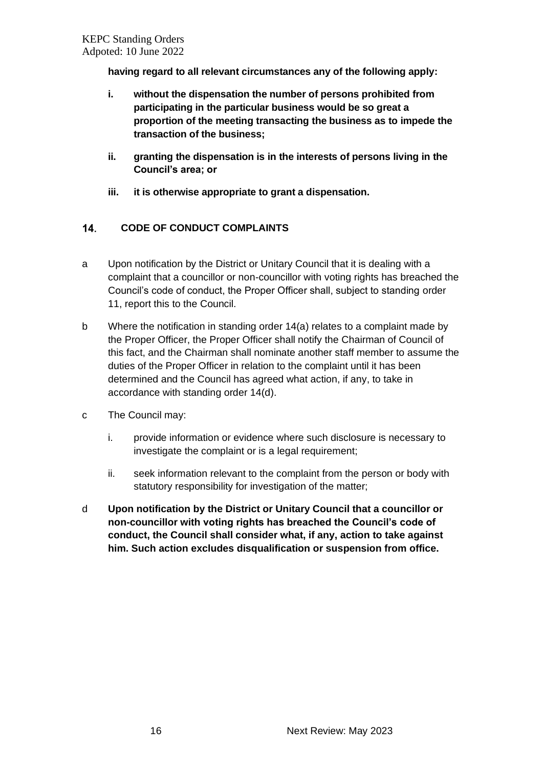**having regard to all relevant circumstances any of the following apply:**

- **i. without the dispensation the number of persons prohibited from participating in the particular business would be so great a proportion of the meeting transacting the business as to impede the transaction of the business;**
- **ii. granting the dispensation is in the interests of persons living in the Council's area; or**
- **iii. it is otherwise appropriate to grant a dispensation.**

## 14. CODE OF CONDUCT COMPLAINTS

a Upon notification by the District or Unitary Council that it is dealing with a complaint that a councillor or non-councillor with voting rights has breached the Council's code of conduct, the Proper Officer shall, subject to standing order 11, report this to the Council.

b Where the notification in standing order 14(a) relates to a complaint made by the Proper Officer, the Proper Officer shall notify the Chairman of Council of this fact, and the Chairman shall nominate another staff member to assume the duties of the Proper Officer in relation to the complaint until it has been determined and the Council has agreed what action, if any, to take in accordance with standing order 14(d).

c The Council may:

- i. provide information or evidence where such disclosure is necessary to investigate the complaint or is a legal requirement;
- ii. seek information relevant to the complaint from the person or body with statutory responsibility for investigation of the matter;

d **Upon notification by the District or Unitary Council that a councillor or non-councillor with voting rights has breached the Council's code of conduct, the Council shall consider what, if any, action to take against him. Such action excludes disqualification or suspension from office.**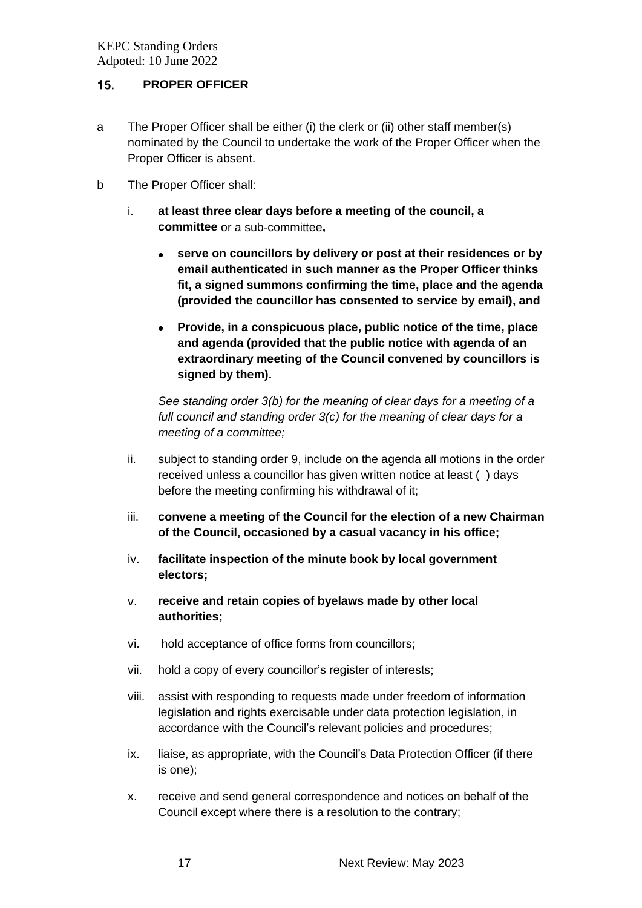## 15. PROPER OFFICER

a The Proper Officer shall be either (i) the clerk or (ii) other staff member(s) nominated by the Council to undertake the work of the Proper Officer when the Proper Officer is absent.

b The Proper Officer shall:

i. **at least three clear days before a meeting of the council, a committee** or a sub-committee**,**

- **serve on councillors by delivery or post at their residences or by email authenticated in such manner as the Proper Officer thinks fit, a signed summons confirming the time, place and the agenda (provided the councillor has consented to service by email), and**
- **Provide, in a conspicuous place, public notice of the time, place and agenda (provided that the public notice with agenda of an extraordinary meeting of the Council convened by councillors is signed by them).**

*See standing order 3(b) for the meaning of clear days for a meeting of a full council and standing order 3(c) for the meaning of clear days for a meeting of a committee;*

ii. subject to standing order 9, include on the agenda all motions in the order received unless a councillor has given written notice at least ( ) days before the meeting confirming his withdrawal of it;

iii. **convene a meeting of the Council for the election of a new Chairman of the Council, occasioned by a casual vacancy in his office;**

iv. **facilitate inspection of the minute book by local government electors;**

v. **receive and retain copies of byelaws made by other local authorities;**

vi. hold acceptance of office forms from councillors;

vii. hold a copy of every councillor's register of interests;

viii. assist with responding to requests made under freedom of information legislation and rights exercisable under data protection legislation, in accordance with the Council's relevant policies and procedures;

ix. liaise, as appropriate, with the Council's Data Protection Officer (if there is one);

x. receive and send general correspondence and notices on behalf of the Council except where there is a resolution to the contrary;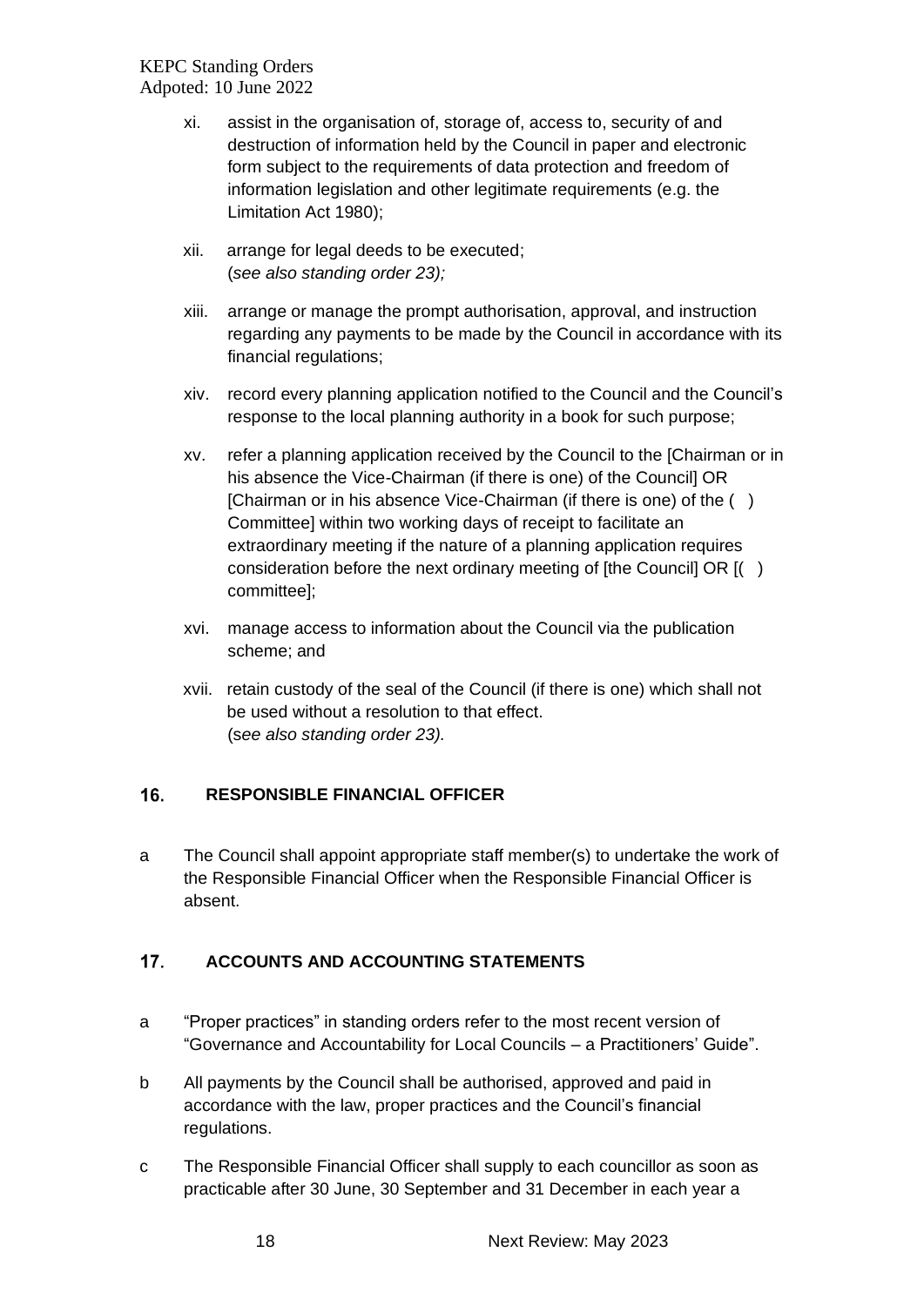xi. assist in the organisation of, storage of, access to, security of and destruction of information held by the Council in paper and electronic form subject to the requirements of data protection and freedom of information legislation and other legitimate requirements (e.g. the Limitation Act 1980);

xii. arrange for legal deeds to be executed;
(*see also standing order 23);*

xiii. arrange or manage the prompt authorisation, approval, and instruction regarding any payments to be made by the Council in accordance with its financial regulations;

xiv. record every planning application notified to the Council and the Council's response to the local planning authority in a book for such purpose;

xv. refer a planning application received by the Council to the [Chairman or in his absence the Vice-Chairman (if there is one) of the Council] OR [Chairman or in his absence Vice-Chairman (if there is one) of the ( ) Committee] within two working days of receipt to facilitate an extraordinary meeting if the nature of a planning application requires consideration before the next ordinary meeting of [the Council] OR [( ) committee];

xvi. manage access to information about the Council via the publication scheme; and

xvii. retain custody of the seal of the Council (if there is one) which shall not be used without a resolution to that effect.
(*see also standing order 23).*

## 16. RESPONSIBLE FINANCIAL OFFICER

a The Council shall appoint appropriate staff member(s) to undertake the work of the Responsible Financial Officer when the Responsible Financial Officer is absent.

## 17. ACCOUNTS AND ACCOUNTING STATEMENTS

a "Proper practices" in standing orders refer to the most recent version of "Governance and Accountability for Local Councils – a Practitioners' Guide".

b All payments by the Council shall be authorised, approved and paid in accordance with the law, proper practices and the Council's financial regulations.

c The Responsible Financial Officer shall supply to each councillor as soon as practicable after 30 June, 30 September and 31 December in each year a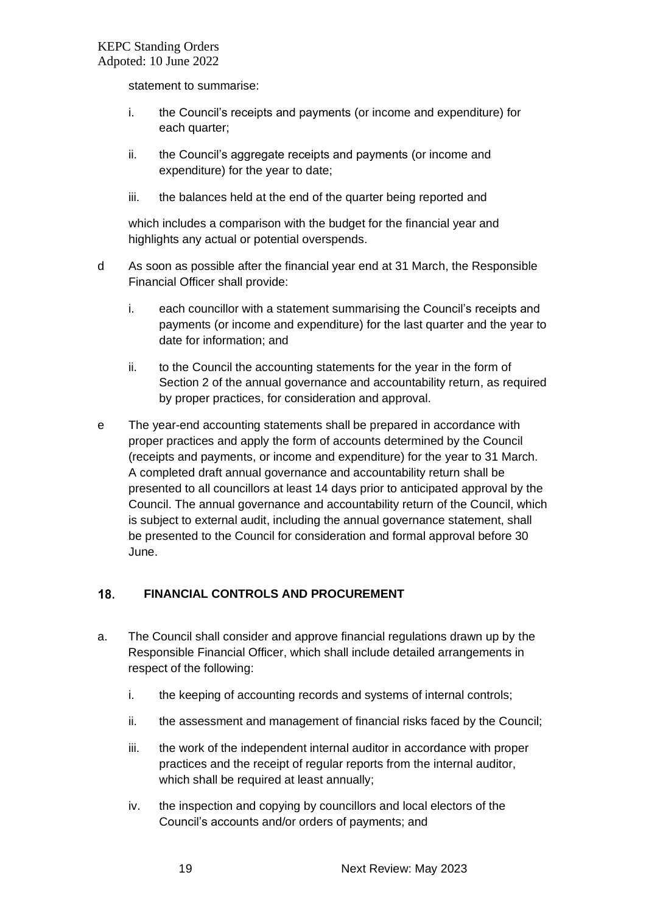statement to summarise:

i. the Council's receipts and payments (or income and expenditure) for each quarter;

ii. the Council's aggregate receipts and payments (or income and expenditure) for the year to date;

iii. the balances held at the end of the quarter being reported and

which includes a comparison with the budget for the financial year and highlights any actual or potential overspends.

d As soon as possible after the financial year end at 31 March, the Responsible Financial Officer shall provide:

i. each councillor with a statement summarising the Council's receipts and payments (or income and expenditure) for the last quarter and the year to date for information; and

ii. to the Council the accounting statements for the year in the form of Section 2 of the annual governance and accountability return, as required by proper practices, for consideration and approval.

e The year-end accounting statements shall be prepared in accordance with proper practices and apply the form of accounts determined by the Council (receipts and payments, or income and expenditure) for the year to 31 March. A completed draft annual governance and accountability return shall be presented to all councillors at least 14 days prior to anticipated approval by the Council. The annual governance and accountability return of the Council, which is subject to external audit, including the annual governance statement, shall be presented to the Council for consideration and formal approval before 30 June.

## 18. FINANCIAL CONTROLS AND PROCUREMENT

a. The Council shall consider and approve financial regulations drawn up by the Responsible Financial Officer, which shall include detailed arrangements in respect of the following:

i. the keeping of accounting records and systems of internal controls;

ii. the assessment and management of financial risks faced by the Council;

iii. the work of the independent internal auditor in accordance with proper practices and the receipt of regular reports from the internal auditor, which shall be required at least annually;

iv. the inspection and copying by councillors and local electors of the Council's accounts and/or orders of payments; and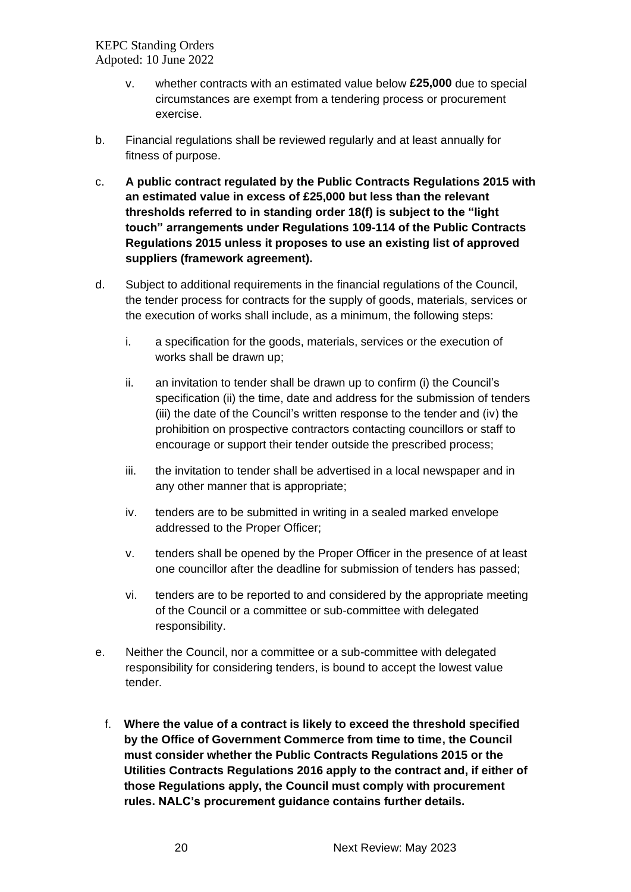v. whether contracts with an estimated value below **£25,000** due to special circumstances are exempt from a tendering process or procurement exercise.

b. Financial regulations shall be reviewed regularly and at least annually for fitness of purpose.

c. **A public contract regulated by the Public Contracts Regulations 2015 with an estimated value in excess of £25,000 but less than the relevant thresholds referred to in standing order 18(f) is subject to the "light touch" arrangements under Regulations 109-114 of the Public Contracts Regulations 2015 unless it proposes to use an existing list of approved suppliers (framework agreement).**

d. Subject to additional requirements in the financial regulations of the Council, the tender process for contracts for the supply of goods, materials, services or the execution of works shall include, as a minimum, the following steps:

   i. a specification for the goods, materials, services or the execution of works shall be drawn up;

   ii. an invitation to tender shall be drawn up to confirm (i) the Council's specification (ii) the time, date and address for the submission of tenders (iii) the date of the Council's written response to the tender and (iv) the prohibition on prospective contractors contacting councillors or staff to encourage or support their tender outside the prescribed process;

   iii. the invitation to tender shall be advertised in a local newspaper and in any other manner that is appropriate;

   iv. tenders are to be submitted in writing in a sealed marked envelope addressed to the Proper Officer;

   v. tenders shall be opened by the Proper Officer in the presence of at least one councillor after the deadline for submission of tenders has passed;

   vi. tenders are to be reported to and considered by the appropriate meeting of the Council or a committee or sub-committee with delegated responsibility.

e. Neither the Council, nor a committee or a sub-committee with delegated responsibility for considering tenders, is bound to accept the lowest value tender.

f. **Where the value of a contract is likely to exceed the threshold specified by the Office of Government Commerce from time to time, the Council must consider whether the Public Contracts Regulations 2015 or the Utilities Contracts Regulations 2016 apply to the contract and, if either of those Regulations apply, the Council must comply with procurement rules. NALC's procurement guidance contains further details.**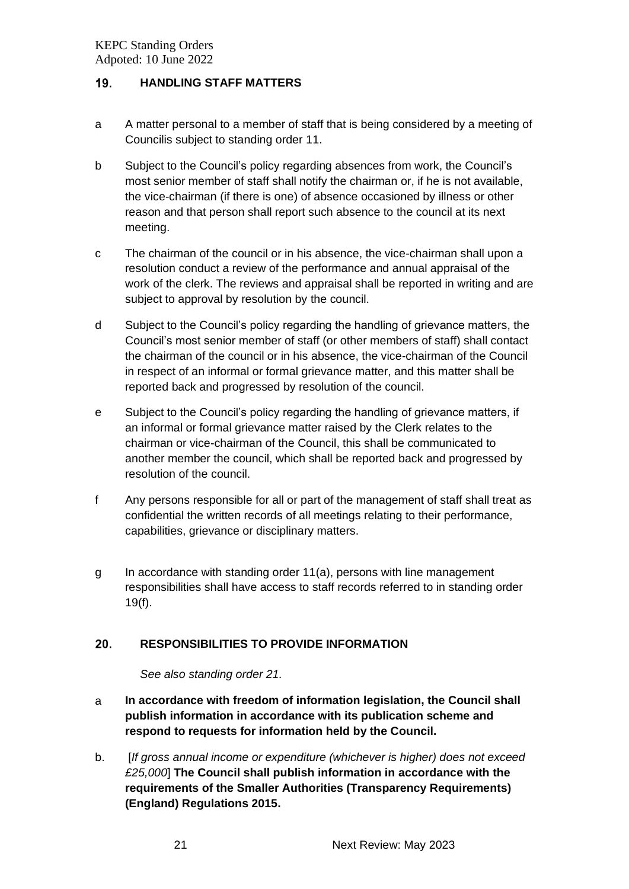## 19. HANDLING STAFF MATTERS

a A matter personal to a member of staff that is being considered by a meeting of Councilis subject to standing order 11.

b Subject to the Council's policy regarding absences from work, the Council's most senior member of staff shall notify the chairman or, if he is not available, the vice-chairman (if there is one) of absence occasioned by illness or other reason and that person shall report such absence to the council at its next meeting.

c The chairman of the council or in his absence, the vice-chairman shall upon a resolution conduct a review of the performance and annual appraisal of the work of the clerk. The reviews and appraisal shall be reported in writing and are subject to approval by resolution by the council.

d Subject to the Council's policy regarding the handling of grievance matters, the Council's most senior member of staff (or other members of staff) shall contact the chairman of the council or in his absence, the vice-chairman of the Council in respect of an informal or formal grievance matter, and this matter shall be reported back and progressed by resolution of the council.

e Subject to the Council's policy regarding the handling of grievance matters, if an informal or formal grievance matter raised by the Clerk relates to the chairman or vice-chairman of the Council, this shall be communicated to another member the council, which shall be reported back and progressed by resolution of the council.

f Any persons responsible for all or part of the management of staff shall treat as confidential the written records of all meetings relating to their performance, capabilities, grievance or disciplinary matters.

g In accordance with standing order 11(a), persons with line management responsibilities shall have access to staff records referred to in standing order 19(f).

## 20. RESPONSIBILITIES TO PROVIDE INFORMATION

*See also standing order 21.*

a **In accordance with freedom of information legislation, the Council shall publish information in accordance with its publication scheme and respond to requests for information held by the Council.**

b. [*If gross annual income or expenditure (whichever is higher) does not exceed £25,000*] **The Council shall publish information in accordance with the requirements of the Smaller Authorities (Transparency Requirements) (England) Regulations 2015.**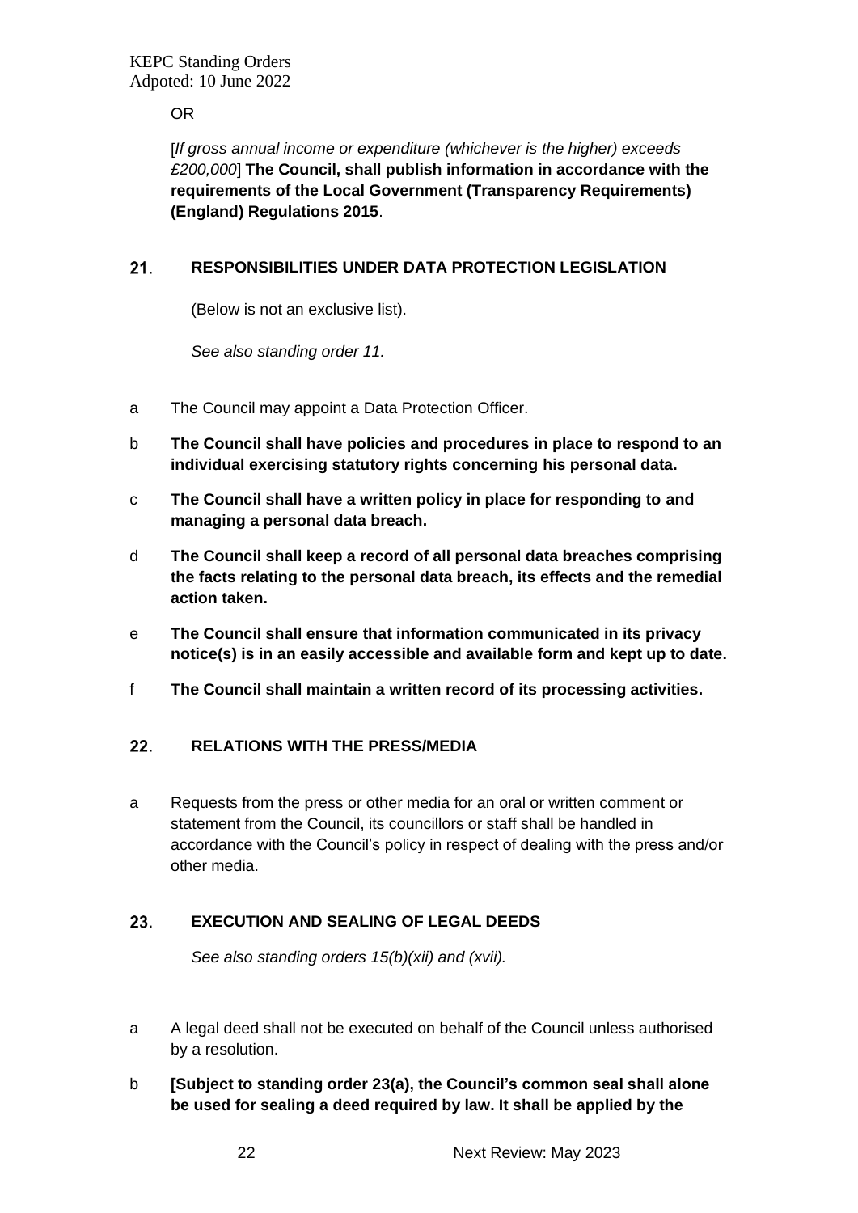OR

[*If gross annual income or expenditure (whichever is the higher) exceeds £200,000*] **The Council, shall publish information in accordance with the requirements of the Local Government (Transparency Requirements) (England) Regulations 2015**.

## 21. RESPONSIBILITIES UNDER DATA PROTECTION LEGISLATION

(Below is not an exclusive list).

*See also standing order 11.*

a The Council may appoint a Data Protection Officer.

b **The Council shall have policies and procedures in place to respond to an individual exercising statutory rights concerning his personal data.**

c **The Council shall have a written policy in place for responding to and managing a personal data breach.**

d **The Council shall keep a record of all personal data breaches comprising the facts relating to the personal data breach, its effects and the remedial action taken.**

e **The Council shall ensure that information communicated in its privacy notice(s) is in an easily accessible and available form and kept up to date.**

f **The Council shall maintain a written record of its processing activities.**

## 22. RELATIONS WITH THE PRESS/MEDIA

a Requests from the press or other media for an oral or written comment or statement from the Council, its councillors or staff shall be handled in accordance with the Council's policy in respect of dealing with the press and/or other media.

## 23. EXECUTION AND SEALING OF LEGAL DEEDS

*See also standing orders 15(b)(xii) and (xvii).*

a A legal deed shall not be executed on behalf of the Council unless authorised by a resolution.

b **[Subject to standing order 23(a), the Council's common seal shall alone be used for sealing a deed required by law. It shall be applied by the**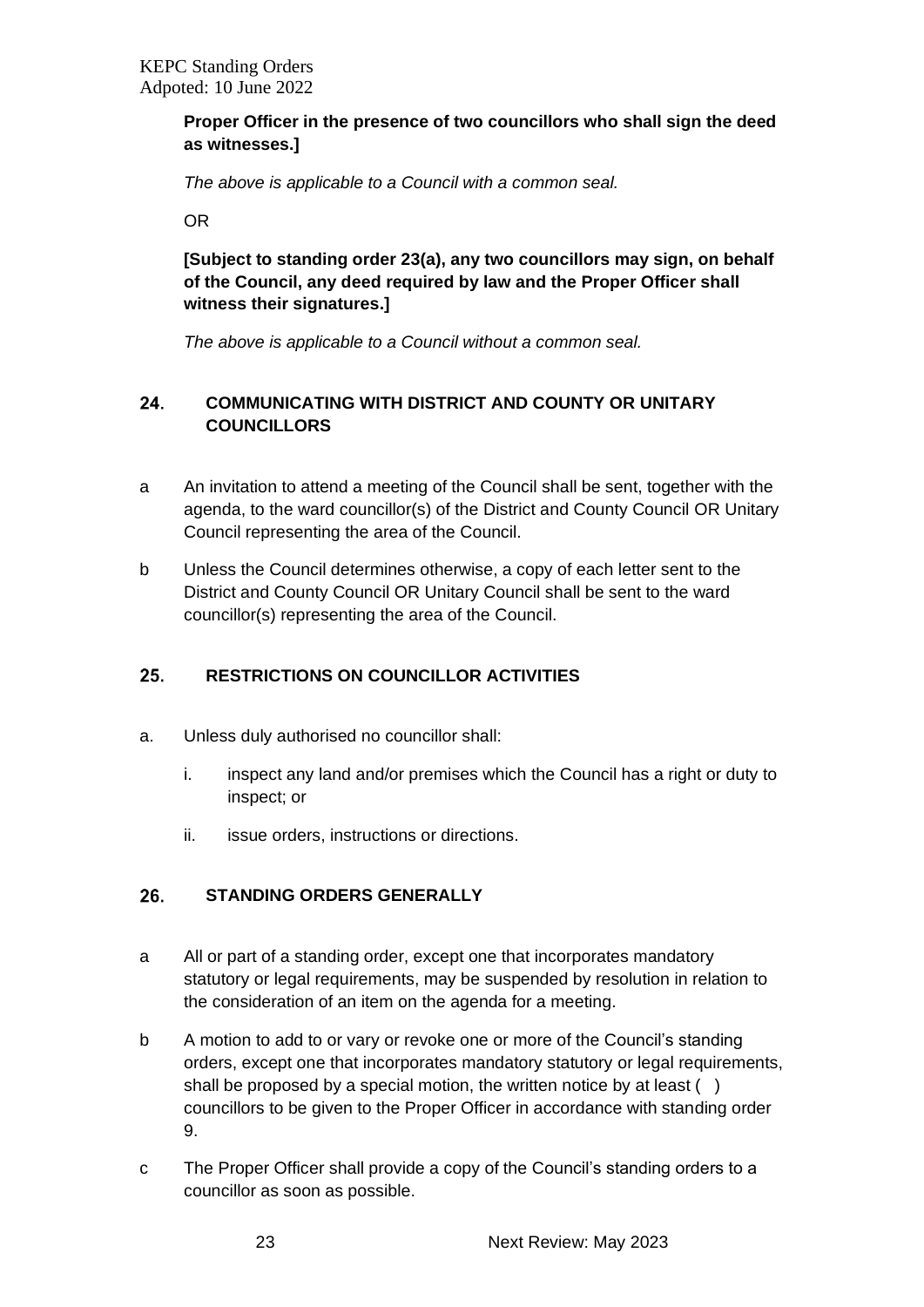**Proper Officer in the presence of two councillors who shall sign the deed as witnesses.]**

*The above is applicable to a Council with a common seal.*

OR

**[Subject to standing order 23(a), any two councillors may sign, on behalf of the Council, any deed required by law and the Proper Officer shall witness their signatures.]**

*The above is applicable to a Council without a common seal.*

## 24. COMMUNICATING WITH DISTRICT AND COUNTY OR UNITARY COUNCILLORS

a An invitation to attend a meeting of the Council shall be sent, together with the agenda, to the ward councillor(s) of the District and County Council OR Unitary Council representing the area of the Council.

b Unless the Council determines otherwise, a copy of each letter sent to the District and County Council OR Unitary Council shall be sent to the ward councillor(s) representing the area of the Council.

## 25. RESTRICTIONS ON COUNCILLOR ACTIVITIES

a. Unless duly authorised no councillor shall:

   i. inspect any land and/or premises which the Council has a right or duty to inspect; or

   ii. issue orders, instructions or directions.

## 26. STANDING ORDERS GENERALLY

a All or part of a standing order, except one that incorporates mandatory statutory or legal requirements, may be suspended by resolution in relation to the consideration of an item on the agenda for a meeting.

b A motion to add to or vary or revoke one or more of the Council's standing orders, except one that incorporates mandatory statutory or legal requirements, shall be proposed by a special motion, the written notice by at least ( ) councillors to be given to the Proper Officer in accordance with standing order 9.

c The Proper Officer shall provide a copy of the Council's standing orders to a councillor as soon as possible.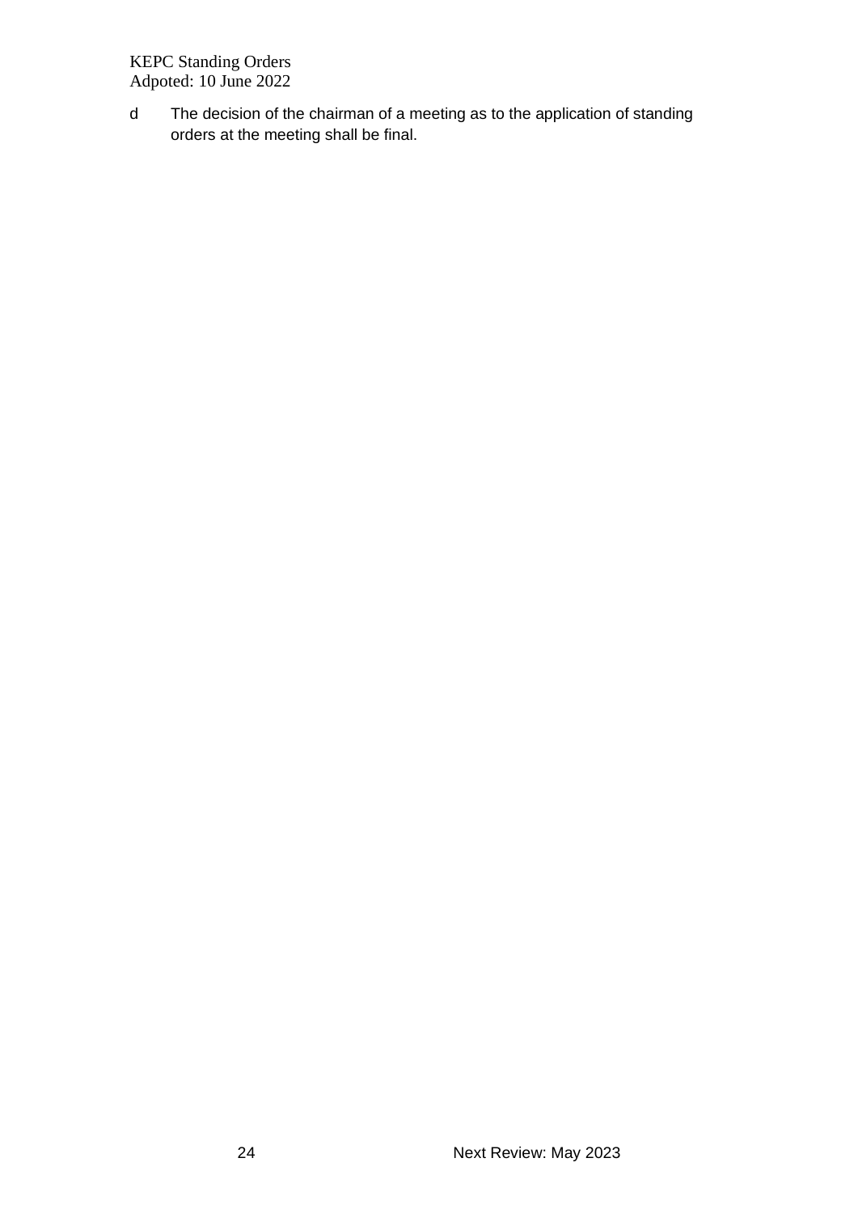d The decision of the chairman of a meeting as to the application of standing orders at the meeting shall be final.